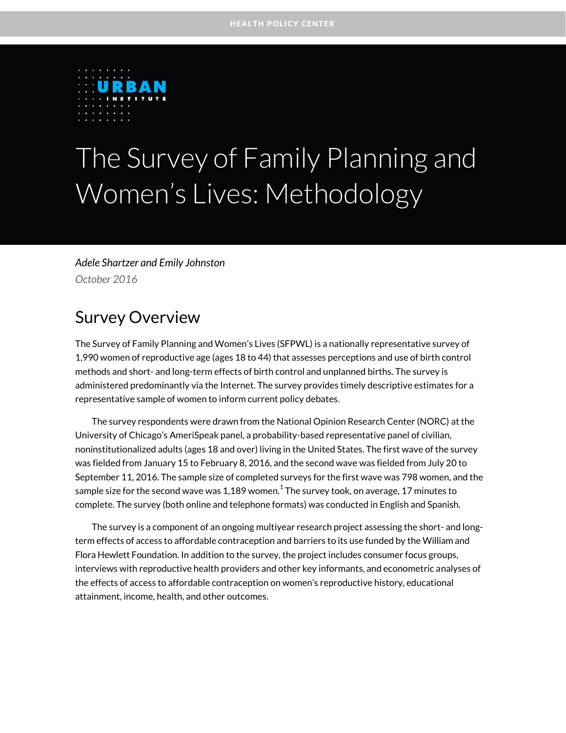HEALTH POLICY CENTER

URBAN INSTITUTE

# The Survey of Family Planning and Women's Lives: Methodology

*Adele Shartzer and Emily Johnston*

*October 2016*

## Survey Overview

The Survey of Family Planning and Women's Lives (SFPWL) is a nationally representative survey of 1,990 women of reproductive age (ages 18 to 44) that assesses perceptions and use of birth control methods and short- and long-term effects of birth control and unplanned births. The survey is administered predominantly via the Internet. The survey provides timely descriptive estimates for a representative sample of women to inform current policy debates.

The survey respondents were drawn from the National Opinion Research Center (NORC) at the University of Chicago's AmeriSpeak panel, a probability-based representative panel of civilian, noninstitutionalized adults (ages 18 and over) living in the United States. The first wave of the survey was fielded from January 15 to February 8, 2016, and the second wave was fielded from July 20 to September 11, 2016. The sample size of completed surveys for the first wave was 798 women, and the sample size for the second wave was 1,189 women.[1] The survey took, on average, 17 minutes to complete. The survey (both online and telephone formats) was conducted in English and Spanish.

The survey is a component of an ongoing multiyear research project assessing the short- and long-term effects of access to affordable contraception and barriers to its use funded by the William and Flora Hewlett Foundation. In addition to the survey, the project includes consumer focus groups, interviews with reproductive health providers and other key informants, and econometric analyses of the effects of access to affordable contraception on women's reproductive history, educational attainment, income, health, and other outcomes.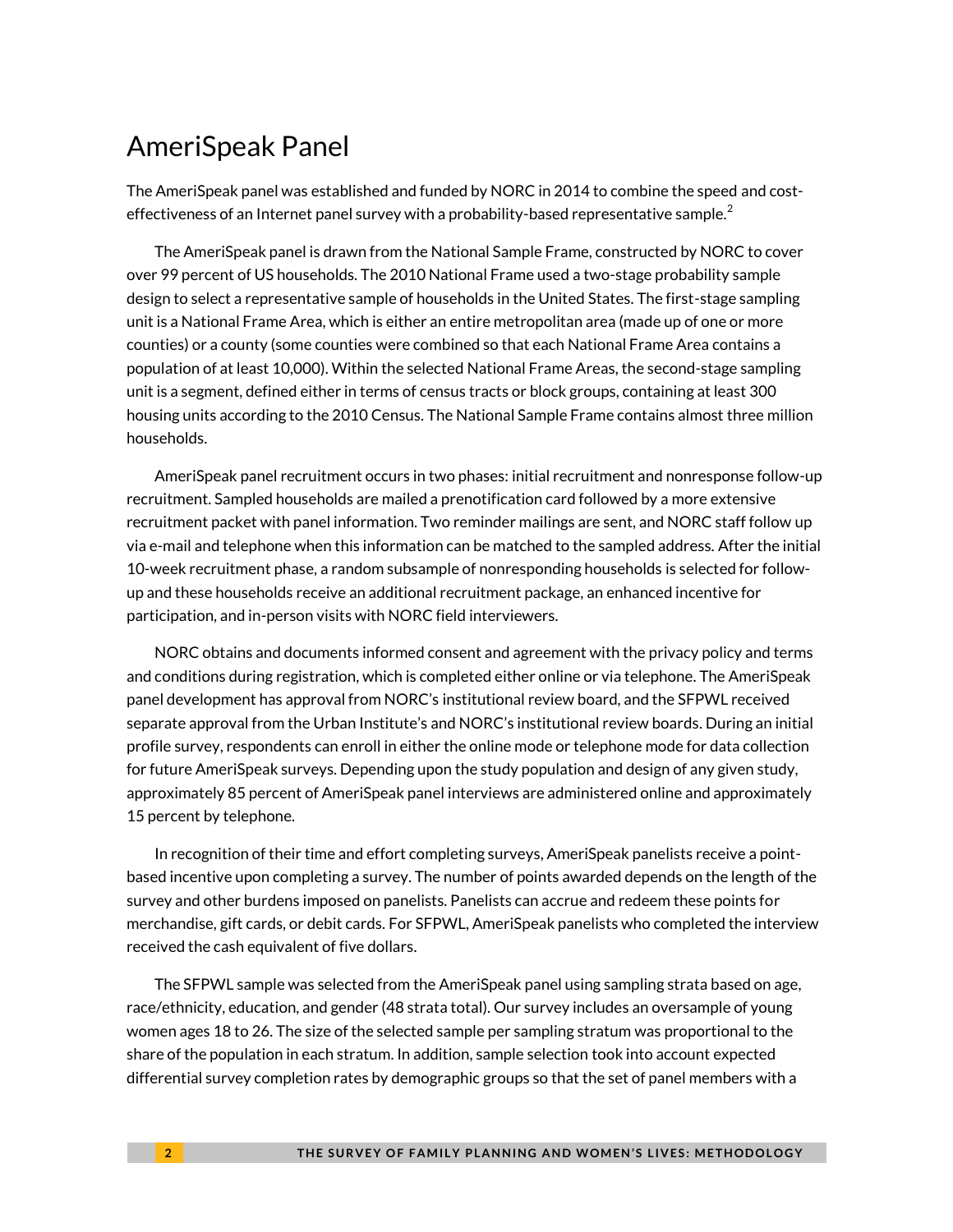## AmeriSpeak Panel

The AmeriSpeak panel was established and funded by NORC in 2014 to combine the speed and cost-effectiveness of an Internet panel survey with a probability-based representative sample.[2]

The AmeriSpeak panel is drawn from the National Sample Frame, constructed by NORC to cover over 99 percent of US households. The 2010 National Frame used a two-stage probability sample design to select a representative sample of households in the United States. The first-stage sampling unit is a National Frame Area, which is either an entire metropolitan area (made up of one or more counties) or a county (some counties were combined so that each National Frame Area contains a population of at least 10,000). Within the selected National Frame Areas, the second-stage sampling unit is a segment, defined either in terms of census tracts or block groups, containing at least 300 housing units according to the 2010 Census. The National Sample Frame contains almost three million households.

AmeriSpeak panel recruitment occurs in two phases: initial recruitment and nonresponse follow-up recruitment. Sampled households are mailed a prenotification card followed by a more extensive recruitment packet with panel information. Two reminder mailings are sent, and NORC staff follow up via e-mail and telephone when this information can be matched to the sampled address. After the initial 10-week recruitment phase, a random subsample of nonresponding households is selected for follow-up and these households receive an additional recruitment package, an enhanced incentive for participation, and in-person visits with NORC field interviewers.

NORC obtains and documents informed consent and agreement with the privacy policy and terms and conditions during registration, which is completed either online or via telephone. The AmeriSpeak panel development has approval from NORC's institutional review board, and the SFPWL received separate approval from the Urban Institute's and NORC's institutional review boards. During an initial profile survey, respondents can enroll in either the online mode or telephone mode for data collection for future AmeriSpeak surveys. Depending upon the study population and design of any given study, approximately 85 percent of AmeriSpeak panel interviews are administered online and approximately 15 percent by telephone.

In recognition of their time and effort completing surveys, AmeriSpeak panelists receive a point-based incentive upon completing a survey. The number of points awarded depends on the length of the survey and other burdens imposed on panelists. Panelists can accrue and redeem these points for merchandise, gift cards, or debit cards. For SFPWL, AmeriSpeak panelists who completed the interview received the cash equivalent of five dollars.

The SFPWL sample was selected from the AmeriSpeak panel using sampling strata based on age, race/ethnicity, education, and gender (48 strata total). Our survey includes an oversample of young women ages 18 to 26. The size of the selected sample per sampling stratum was proportional to the share of the population in each stratum. In addition, sample selection took into account expected differential survey completion rates by demographic groups so that the set of panel members with a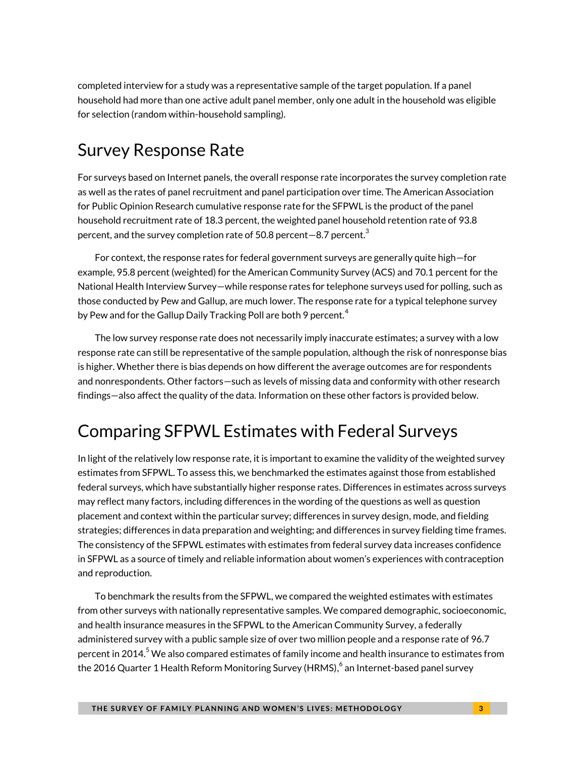completed interview for a study was a representative sample of the target population. If a panel household had more than one active adult panel member, only one adult in the household was eligible for selection (random within-household sampling).

## Survey Response Rate

For surveys based on Internet panels, the overall response rate incorporates the survey completion rate as well as the rates of panel recruitment and panel participation over time. The American Association for Public Opinion Research cumulative response rate for the SFPWL is the product of the panel household recruitment rate of 18.3 percent, the weighted panel household retention rate of 93.8 percent, and the survey completion rate of 50.8 percent—8.7 percent.[3]

For context, the response rates for federal government surveys are generally quite high—for example, 95.8 percent (weighted) for the American Community Survey (ACS) and 70.1 percent for the National Health Interview Survey—while response rates for telephone surveys used for polling, such as those conducted by Pew and Gallup, are much lower. The response rate for a typical telephone survey by Pew and for the Gallup Daily Tracking Poll are both 9 percent.[4]

The low survey response rate does not necessarily imply inaccurate estimates; a survey with a low response rate can still be representative of the sample population, although the risk of nonresponse bias is higher. Whether there is bias depends on how different the average outcomes are for respondents and nonrespondents. Other factors—such as levels of missing data and conformity with other research findings—also affect the quality of the data. Information on these other factors is provided below.

## Comparing SFPWL Estimates with Federal Surveys

In light of the relatively low response rate, it is important to examine the validity of the weighted survey estimates from SFPWL. To assess this, we benchmarked the estimates against those from established federal surveys, which have substantially higher response rates. Differences in estimates across surveys may reflect many factors, including differences in the wording of the questions as well as question placement and context within the particular survey; differences in survey design, mode, and fielding strategies; differences in data preparation and weighting; and differences in survey fielding time frames. The consistency of the SFPWL estimates with estimates from federal survey data increases confidence in SFPWL as a source of timely and reliable information about women's experiences with contraception and reproduction.

To benchmark the results from the SFPWL, we compared the weighted estimates with estimates from other surveys with nationally representative samples. We compared demographic, socioeconomic, and health insurance measures in the SFPWL to the American Community Survey, a federally administered survey with a public sample size of over two million people and a response rate of 96.7 percent in 2014.[5] We also compared estimates of family income and health insurance to estimates from the 2016 Quarter 1 Health Reform Monitoring Survey (HRMS),[6] an Internet-based panel survey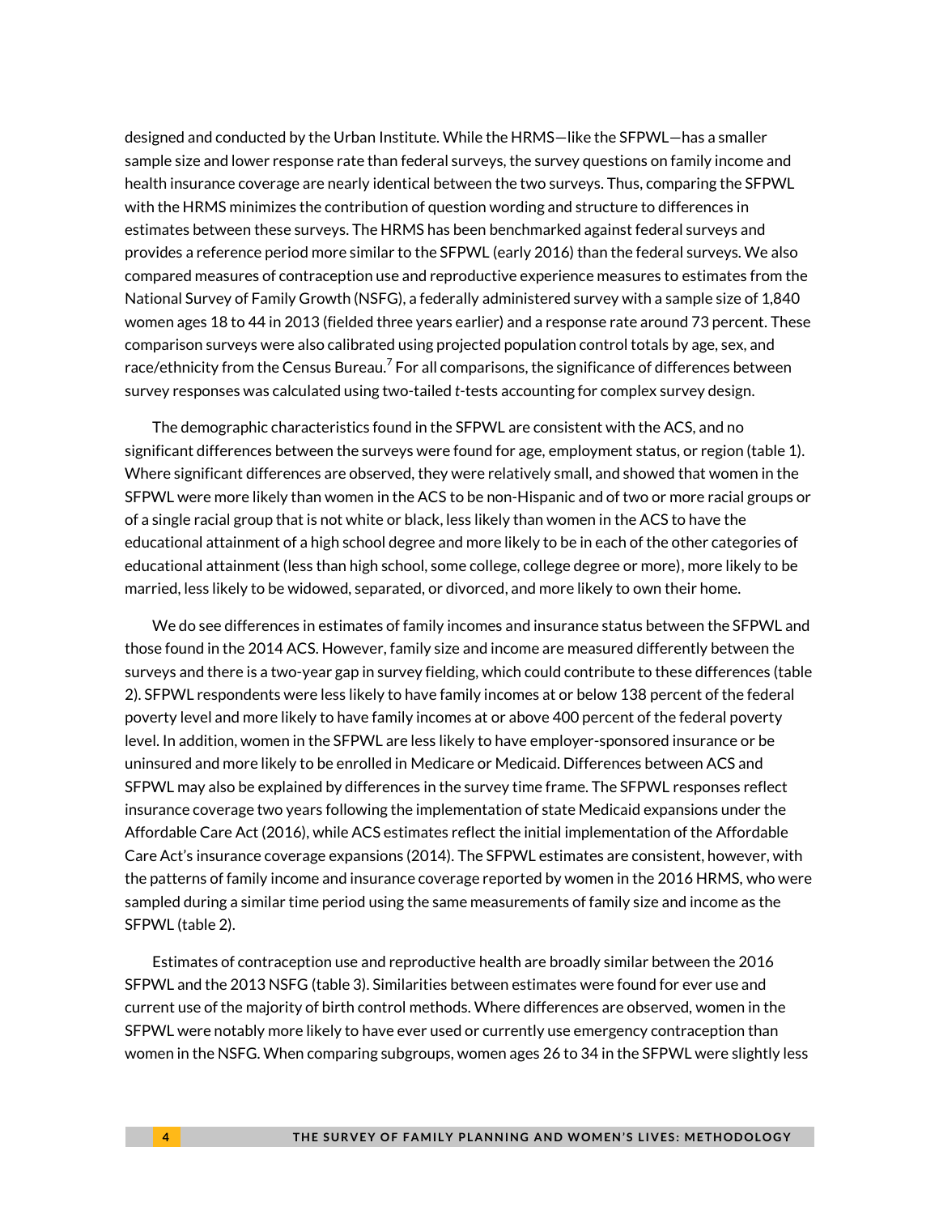designed and conducted by the Urban Institute. While the HRMS—like the SFPWL—has a smaller sample size and lower response rate than federal surveys, the survey questions on family income and health insurance coverage are nearly identical between the two surveys. Thus, comparing the SFPWL with the HRMS minimizes the contribution of question wording and structure to differences in estimates between these surveys. The HRMS has been benchmarked against federal surveys and provides a reference period more similar to the SFPWL (early 2016) than the federal surveys. We also compared measures of contraception use and reproductive experience measures to estimates from the National Survey of Family Growth (NSFG), a federally administered survey with a sample size of 1,840 women ages 18 to 44 in 2013 (fielded three years earlier) and a response rate around 73 percent. These comparison surveys were also calibrated using projected population control totals by age, sex, and race/ethnicity from the Census Bureau.[7] For all comparisons, the significance of differences between survey responses was calculated using two-tailed *t*-tests accounting for complex survey design.

The demographic characteristics found in the SFPWL are consistent with the ACS, and no significant differences between the surveys were found for age, employment status, or region (table 1). Where significant differences are observed, they were relatively small, and showed that women in the SFPWL were more likely than women in the ACS to be non-Hispanic and of two or more racial groups or of a single racial group that is not white or black, less likely than women in the ACS to have the educational attainment of a high school degree and more likely to be in each of the other categories of educational attainment (less than high school, some college, college degree or more), more likely to be married, less likely to be widowed, separated, or divorced, and more likely to own their home.

We do see differences in estimates of family incomes and insurance status between the SFPWL and those found in the 2014 ACS. However, family size and income are measured differently between the surveys and there is a two-year gap in survey fielding, which could contribute to these differences (table 2). SFPWL respondents were less likely to have family incomes at or below 138 percent of the federal poverty level and more likely to have family incomes at or above 400 percent of the federal poverty level. In addition, women in the SFPWL are less likely to have employer-sponsored insurance or be uninsured and more likely to be enrolled in Medicare or Medicaid. Differences between ACS and SFPWL may also be explained by differences in the survey time frame. The SFPWL responses reflect insurance coverage two years following the implementation of state Medicaid expansions under the Affordable Care Act (2016), while ACS estimates reflect the initial implementation of the Affordable Care Act's insurance coverage expansions (2014). The SFPWL estimates are consistent, however, with the patterns of family income and insurance coverage reported by women in the 2016 HRMS, who were sampled during a similar time period using the same measurements of family size and income as the SFPWL (table 2).

Estimates of contraception use and reproductive health are broadly similar between the 2016 SFPWL and the 2013 NSFG (table 3). Similarities between estimates were found for ever use and current use of the majority of birth control methods. Where differences are observed, women in the SFPWL were notably more likely to have ever used or currently use emergency contraception than women in the NSFG. When comparing subgroups, women ages 26 to 34 in the SFPWL were slightly less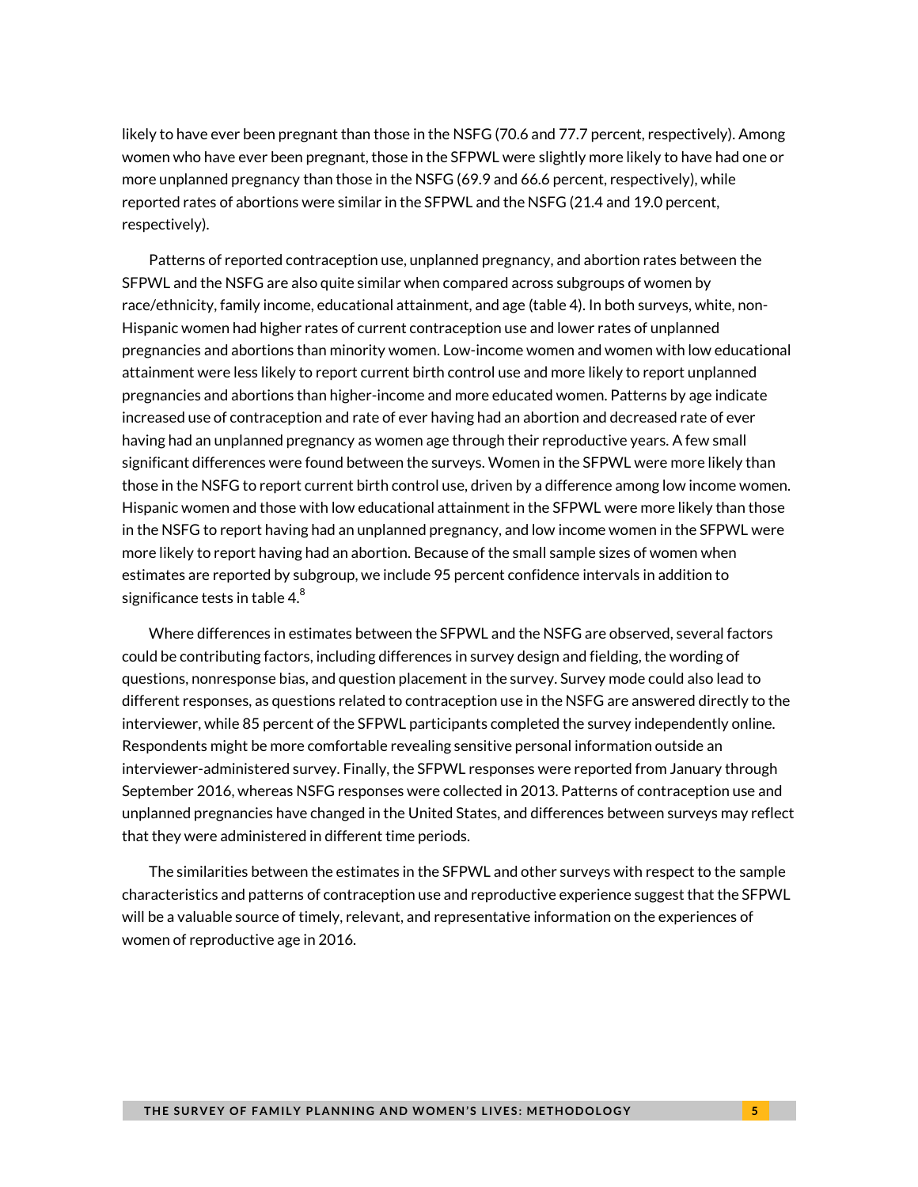likely to have ever been pregnant than those in the NSFG (70.6 and 77.7 percent, respectively). Among women who have ever been pregnant, those in the SFPWL were slightly more likely to have had one or more unplanned pregnancy than those in the NSFG (69.9 and 66.6 percent, respectively), while reported rates of abortions were similar in the SFPWL and the NSFG (21.4 and 19.0 percent, respectively).

Patterns of reported contraception use, unplanned pregnancy, and abortion rates between the SFPWL and the NSFG are also quite similar when compared across subgroups of women by race/ethnicity, family income, educational attainment, and age (table 4). In both surveys, white, non-Hispanic women had higher rates of current contraception use and lower rates of unplanned pregnancies and abortions than minority women. Low-income women and women with low educational attainment were less likely to report current birth control use and more likely to report unplanned pregnancies and abortions than higher-income and more educated women. Patterns by age indicate increased use of contraception and rate of ever having had an abortion and decreased rate of ever having had an unplanned pregnancy as women age through their reproductive years. A few small significant differences were found between the surveys. Women in the SFPWL were more likely than those in the NSFG to report current birth control use, driven by a difference among low income women. Hispanic women and those with low educational attainment in the SFPWL were more likely than those in the NSFG to report having had an unplanned pregnancy, and low income women in the SFPWL were more likely to report having had an abortion. Because of the small sample sizes of women when estimates are reported by subgroup, we include 95 percent confidence intervals in addition to significance tests in table 4.[8]

Where differences in estimates between the SFPWL and the NSFG are observed, several factors could be contributing factors, including differences in survey design and fielding, the wording of questions, nonresponse bias, and question placement in the survey. Survey mode could also lead to different responses, as questions related to contraception use in the NSFG are answered directly to the interviewer, while 85 percent of the SFPWL participants completed the survey independently online. Respondents might be more comfortable revealing sensitive personal information outside an interviewer-administered survey. Finally, the SFPWL responses were reported from January through September 2016, whereas NSFG responses were collected in 2013. Patterns of contraception use and unplanned pregnancies have changed in the United States, and differences between surveys may reflect that they were administered in different time periods.

The similarities between the estimates in the SFPWL and other surveys with respect to the sample characteristics and patterns of contraception use and reproductive experience suggest that the SFPWL will be a valuable source of timely, relevant, and representative information on the experiences of women of reproductive age in 2016.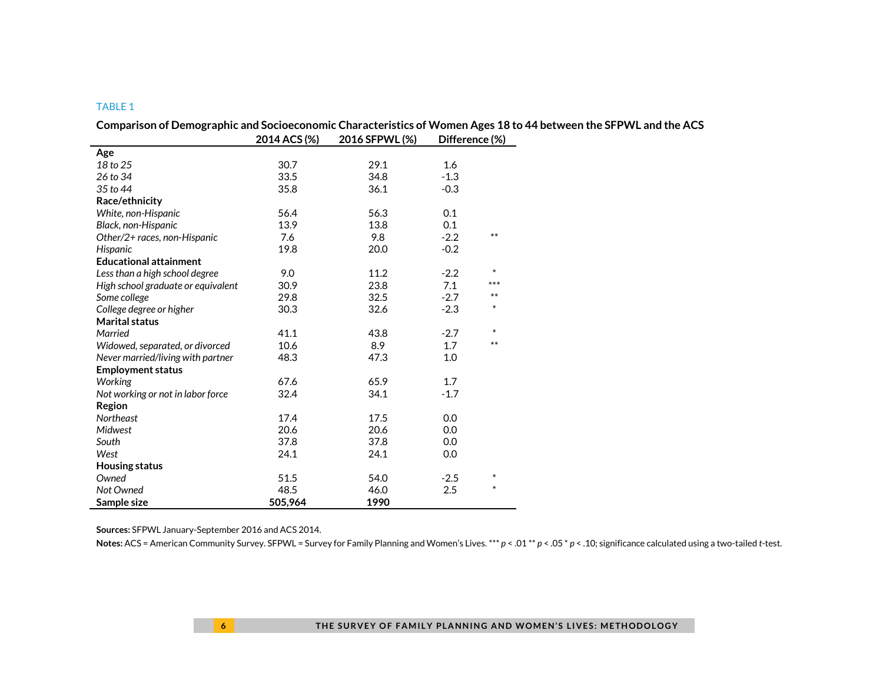TABLE 1

**Comparison of Demographic and Socioeconomic Characteristics of Women Ages 18 to 44 between the SFPWL and the ACS**

| | 2014 ACS (%) | 2016 SFPWL (%) | Difference (%) | |
|---|---|---|---|---|
| **Age** | | | | |
| *18 to 25* | 30.7 | 29.1 | 1.6 | |
| *26 to 34* | 33.5 | 34.8 | -1.3 | |
| *35 to 44* | 35.8 | 36.1 | -0.3 | |
| **Race/ethnicity** | | | | |
| *White, non-Hispanic* | 56.4 | 56.3 | 0.1 | |
| *Black, non-Hispanic* | 13.9 | 13.8 | 0.1 | |
| *Other/2+ races, non-Hispanic* | 7.6 | 9.8 | -2.2 | ** |
| *Hispanic* | 19.8 | 20.0 | -0.2 | |
| **Educational attainment** | | | | |
| *Less than a high school degree* | 9.0 | 11.2 | -2.2 | * |
| *High school graduate or equivalent* | 30.9 | 23.8 | 7.1 | *** |
| *Some college* | 29.8 | 32.5 | -2.7 | ** |
| *College degree or higher* | 30.3 | 32.6 | -2.3 | * |
| **Marital status** | | | | |
| *Married* | 41.1 | 43.8 | -2.7 | * |
| *Widowed, separated, or divorced* | 10.6 | 8.9 | 1.7 | ** |
| *Never married/living with partner* | 48.3 | 47.3 | 1.0 | |
| **Employment status** | | | | |
| *Working* | 67.6 | 65.9 | 1.7 | |
| *Not working or not in labor force* | 32.4 | 34.1 | -1.7 | |
| **Region** | | | | |
| *Northeast* | 17.4 | 17.5 | 0.0 | |
| *Midwest* | 20.6 | 20.6 | 0.0 | |
| *South* | 37.8 | 37.8 | 0.0 | |
| *West* | 24.1 | 24.1 | 0.0 | |
| **Housing status** | | | | |
| *Owned* | 51.5 | 54.0 | -2.5 | * |
| *Not Owned* | 48.5 | 46.0 | 2.5 | * |
| **Sample size** | **505,964** | **1990** | | |

**Sources:** SFPWL January-September 2016 and ACS 2014.

**Notes:** ACS = American Community Survey. SFPWL = Survey for Family Planning and Women's Lives. *** $p < .01$ ** $p < .05$ * $p < .10$; significance calculated using a two-tailed *t*-test.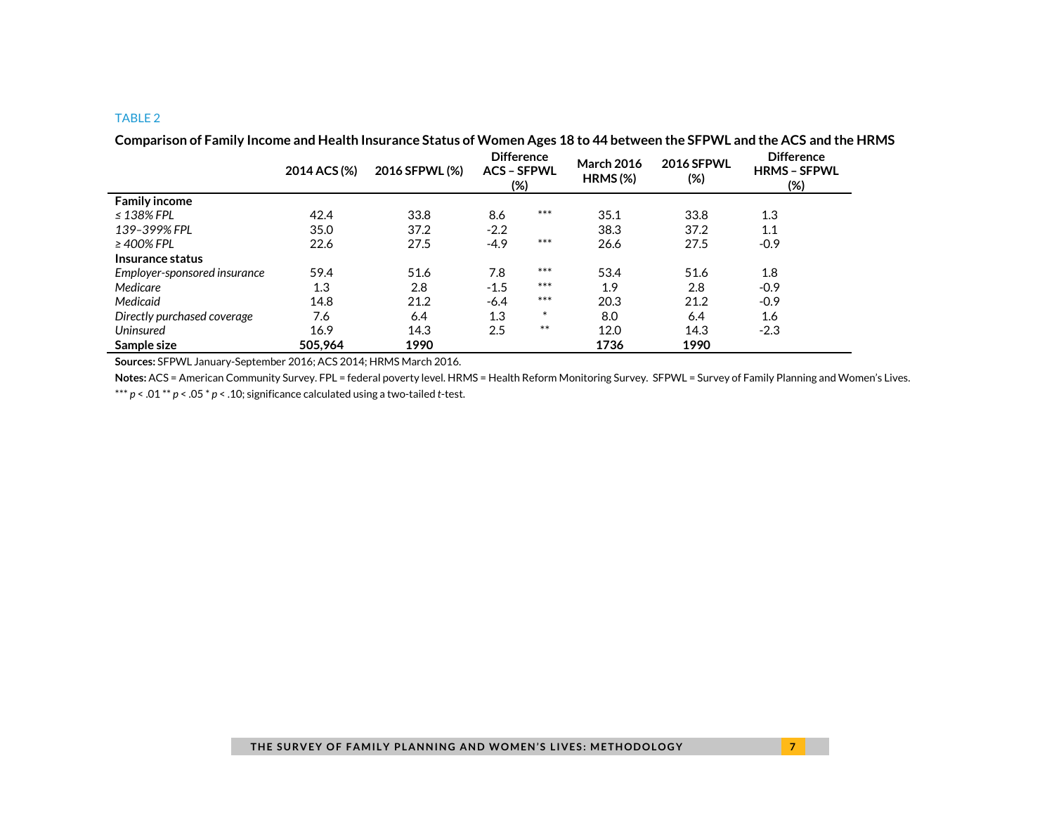TABLE 2

**Comparison of Family Income and Health Insurance Status of Women Ages 18 to 44 between the SFPWL and the ACS and the HRMS**

| | 2014 ACS (%) | 2016 SFPWL (%) | Difference ACS – SFPWL (%) | | March 2016 HRMS (%) | 2016 SFPWL (%) | Difference HRMS – SFPWL (%) |
|---|---|---|---|---|---|---|---|
| **Family income** | | | | | | | |
| *≤ 138% FPL* | 42.4 | 33.8 | 8.6 | *** | 35.1 | 33.8 | 1.3 |
| *139–399% FPL* | 35.0 | 37.2 | -2.2 | | 38.3 | 37.2 | 1.1 |
| *≥ 400% FPL* | 22.6 | 27.5 | -4.9 | *** | 26.6 | 27.5 | -0.9 |
| **Insurance status** | | | | | | | |
| *Employer-sponsored insurance* | 59.4 | 51.6 | 7.8 | *** | 53.4 | 51.6 | 1.8 |
| *Medicare* | 1.3 | 2.8 | -1.5 | *** | 1.9 | 2.8 | -0.9 |
| *Medicaid* | 14.8 | 21.2 | -6.4 | *** | 20.3 | 21.2 | -0.9 |
| *Directly purchased coverage* | 7.6 | 6.4 | 1.3 | * | 8.0 | 6.4 | 1.6 |
| *Uninsured* | 16.9 | 14.3 | 2.5 | ** | 12.0 | 14.3 | -2.3 |
| **Sample size** | **505,964** | **1990** | | | **1736** | **1990** | |

**Sources:** SFPWL January-September 2016; ACS 2014; HRMS March 2016.

**Notes:** ACS = American Community Survey. FPL = federal poverty level. HRMS = Health Reform Monitoring Survey. SFPWL = Survey of Family Planning and Women's Lives.

*** $p < .01$ ** $p < .05$ * $p < .10$; significance calculated using a two-tailed $t$-test.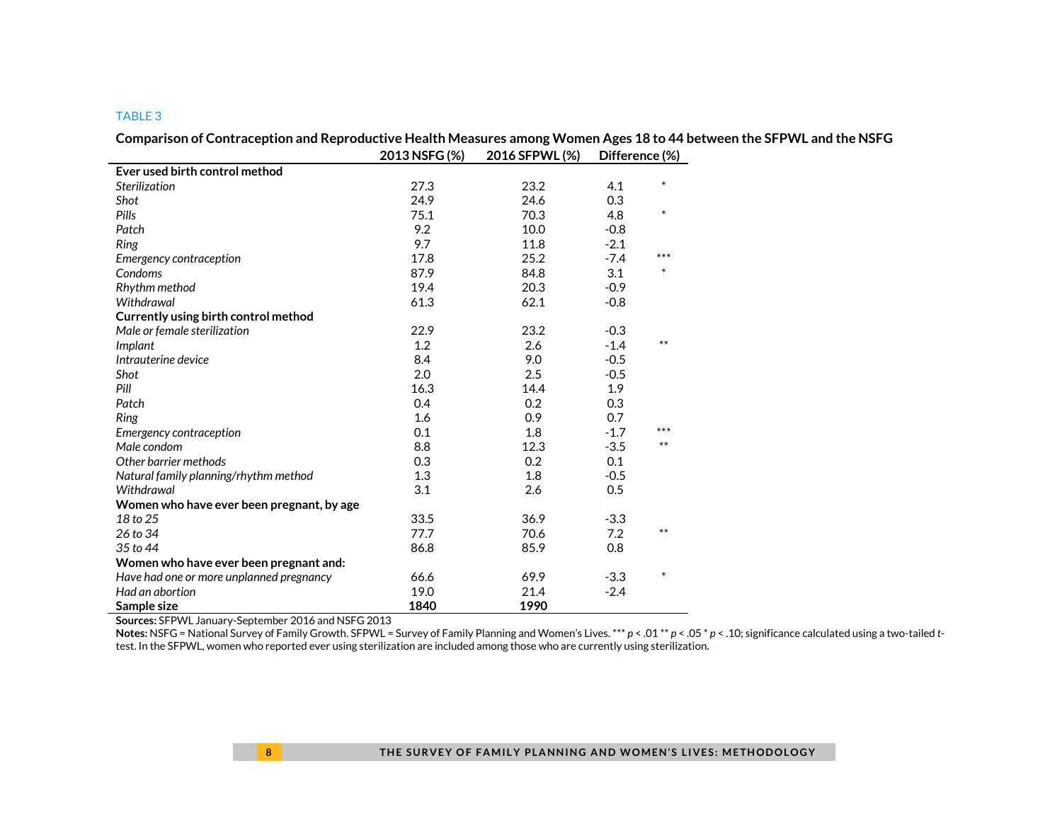TABLE 3

**Comparison of Contraception and Reproductive Health Measures among Women Ages 18 to 44 between the SFPWL and the NSFG**

| | 2013 NSFG (%) | 2016 SFPWL (%) | Difference (%) | |
|---|---|---|---|---|
| **Ever used birth control method** | | | | |
| *Sterilization* | 27.3 | 23.2 | 4.1 | * |
| *Shot* | 24.9 | 24.6 | 0.3 | |
| *Pills* | 75.1 | 70.3 | 4.8 | * |
| *Patch* | 9.2 | 10.0 | -0.8 | |
| *Ring* | 9.7 | 11.8 | -2.1 | |
| *Emergency contraception* | 17.8 | 25.2 | -7.4 | *** |
| *Condoms* | 87.9 | 84.8 | 3.1 | * |
| *Rhythm method* | 19.4 | 20.3 | -0.9 | |
| *Withdrawal* | 61.3 | 62.1 | -0.8 | |
| **Currently using birth control method** | | | | |
| *Male or female sterilization* | 22.9 | 23.2 | -0.3 | |
| *Implant* | 1.2 | 2.6 | -1.4 | ** |
| *Intrauterine device* | 8.4 | 9.0 | -0.5 | |
| *Shot* | 2.0 | 2.5 | -0.5 | |
| *Pill* | 16.3 | 14.4 | 1.9 | |
| *Patch* | 0.4 | 0.2 | 0.3 | |
| *Ring* | 1.6 | 0.9 | 0.7 | |
| *Emergency contraception* | 0.1 | 1.8 | -1.7 | *** |
| *Male condom* | 8.8 | 12.3 | -3.5 | ** |
| *Other barrier methods* | 0.3 | 0.2 | 0.1 | |
| *Natural family planning/rhythm method* | 1.3 | 1.8 | -0.5 | |
| *Withdrawal* | 3.1 | 2.6 | 0.5 | |
| **Women who have ever been pregnant, by age** | | | | |
| *18 to 25* | 33.5 | 36.9 | -3.3 | |
| *26 to 34* | 77.7 | 70.6 | 7.2 | ** |
| *35 to 44* | 86.8 | 85.9 | 0.8 | |
| **Women who have ever been pregnant and:** | | | | |
| *Have had one or more unplanned pregnancy* | 66.6 | 69.9 | -3.3 | * |
| *Had an abortion* | 19.0 | 21.4 | -2.4 | |
| **Sample size** | **1840** | **1990** | | |

**Sources:** SFPWL January-September 2016 and NSFG 2013

**Notes:** NSFG = National Survey of Family Growth. SFPWL = Survey of Family Planning and Women's Lives. *** $p < .01$ ** $p < .05$ * $p < .10$; significance calculated using a two-tailed *t*-test. In the SFPWL, women who reported ever using sterilization are included among those who are currently using sterilization.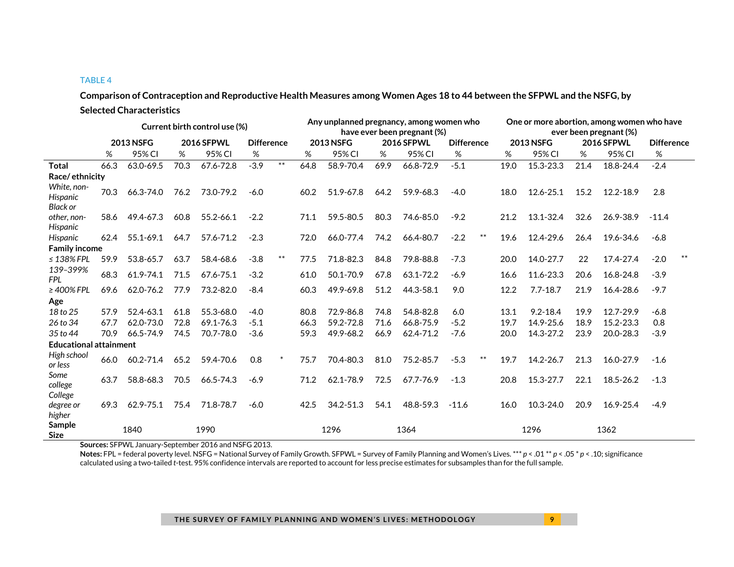TABLE 4

**Comparison of Contraception and Reproductive Health Measures among Women Ages 18 to 44 between the SFPWL and the NSFG, by Selected Characteristics**

| | Current birth control use (%) | | | | | | Any unplanned pregnancy, among women who have ever been pregnant (%) | | | | | | One or more abortion, among women who have ever been pregnant (%) | | | | | |
|---|---|---|---|---|---|---|---|---|---|---|---|---|---|---|---|---|---|---|
| | 2013 NSFG | | 2016 SFPWL | | Difference | | 2013 NSFG | | 2016 SFPWL | | Difference | | 2013 NSFG | | 2016 SFPWL | | Difference | |
| | % | 95% CI | % | 95% CI | % | | % | 95% CI | % | 95% CI | % | | % | 95% CI | % | 95% CI | % | |
| **Total** | 66.3 | 63.0-69.5 | 70.3 | 67.6-72.8 | -3.9 | ** | 64.8 | 58.9-70.4 | 69.9 | 66.8-72.9 | -5.1 | | 19.0 | 15.3-23.3 | 21.4 | 18.8-24.4 | -2.4 | |
| **Race/ ethnicity** | | | | | | | | | | | | | | | | | | |
| *White, non-Hispanic* | 70.3 | 66.3-74.0 | 76.2 | 73.0-79.2 | -6.0 | | 60.2 | 51.9-67.8 | 64.2 | 59.9-68.3 | -4.0 | | 18.0 | 12.6-25.1 | 15.2 | 12.2-18.9 | 2.8 | |
| *Black or other, non-Hispanic* | 58.6 | 49.4-67.3 | 60.8 | 55.2-66.1 | -2.2 | | 71.1 | 59.5-80.5 | 80.3 | 74.6-85.0 | -9.2 | | 21.2 | 13.1-32.4 | 32.6 | 26.9-38.9 | -11.4 | |
| *Hispanic* | 62.4 | 55.1-69.1 | 64.7 | 57.6-71.2 | -2.3 | | 72.0 | 66.0-77.4 | 74.2 | 66.4-80.7 | -2.2 | ** | 19.6 | 12.4-29.6 | 26.4 | 19.6-34.6 | -6.8 | |
| **Family income** | | | | | | | | | | | | | | | | | | |
| *≤ 138% FPL* | 59.9 | 53.8-65.7 | 63.7 | 58.4-68.6 | -3.8 | ** | 77.5 | 71.8-82.3 | 84.8 | 79.8-88.8 | -7.3 | | 20.0 | 14.0-27.7 | 22 | 17.4-27.4 | -2.0 | ** |
| *139–399% FPL* | 68.3 | 61.9-74.1 | 71.5 | 67.6-75.1 | -3.2 | | 61.0 | 50.1-70.9 | 67.8 | 63.1-72.2 | -6.9 | | 16.6 | 11.6-23.3 | 20.6 | 16.8-24.8 | -3.9 | |
| *≥ 400% FPL* | 69.6 | 62.0-76.2 | 77.9 | 73.2-82.0 | -8.4 | | 60.3 | 49.9-69.8 | 51.2 | 44.3-58.1 | 9.0 | | 12.2 | 7.7-18.7 | 21.9 | 16.4-28.6 | -9.7 | |
| **Age** | | | | | | | | | | | | | | | | | | |
| *18 to 25* | 57.9 | 52.4-63.1 | 61.8 | 55.3-68.0 | -4.0 | | 80.8 | 72.9-86.8 | 74.8 | 54.8-82.8 | 6.0 | | 13.1 | 9.2-18.4 | 19.9 | 12.7-29.9 | -6.8 | |
| *26 to 34* | 67.7 | 62.0-73.0 | 72.8 | 69.1-76.3 | -5.1 | | 66.3 | 59.2-72.8 | 71.6 | 66.8-75.9 | -5.2 | | 19.7 | 14.9-25.6 | 18.9 | 15.2-23.3 | 0.8 | |
| *35 to 44* | 70.9 | 66.5-74.9 | 74.5 | 70.7-78.0 | -3.6 | | 59.3 | 49.9-68.2 | 66.9 | 62.4-71.2 | -7.6 | | 20.0 | 14.3-27.2 | 23.9 | 20.0-28.3 | -3.9 | |
| **Educational attainment** | | | | | | | | | | | | | | | | | | |
| *High school or less* | 66.0 | 60.2-71.4 | 65.2 | 59.4-70.6 | 0.8 | * | 75.7 | 70.4-80.3 | 81.0 | 75.2-85.7 | -5.3 | ** | 19.7 | 14.2-26.7 | 21.3 | 16.0-27.9 | -1.6 | |
| *Some college* | 63.7 | 58.8-68.3 | 70.5 | 66.5-74.3 | -6.9 | | 71.2 | 62.1-78.9 | 72.5 | 67.7-76.9 | -1.3 | | 20.8 | 15.3-27.7 | 22.1 | 18.5-26.2 | -1.3 | |
| *College degree or higher* | 69.3 | 62.9-75.1 | 75.4 | 71.8-78.7 | -6.0 | | 42.5 | 34.2-51.3 | 54.1 | 48.8-59.3 | -11.6 | | 16.0 | 10.3-24.0 | 20.9 | 16.9-25.4 | -4.9 | |
| **Sample Size** | 1840 | | 1990 | | | | 1296 | | 1364 | | | | 1296 | | 1362 | | | |

**Sources:** SFPWL January-September 2016 and NSFG 2013.

**Notes:** FPL = federal poverty level. NSFG = National Survey of Family Growth. SFPWL = Survey of Family Planning and Women's Lives. *** $p < .01$ ** $p < .05$ * $p < .10$; significance calculated using a two-tailed *t*-test. 95% confidence intervals are reported to account for less precise estimates for subsamples than for the full sample.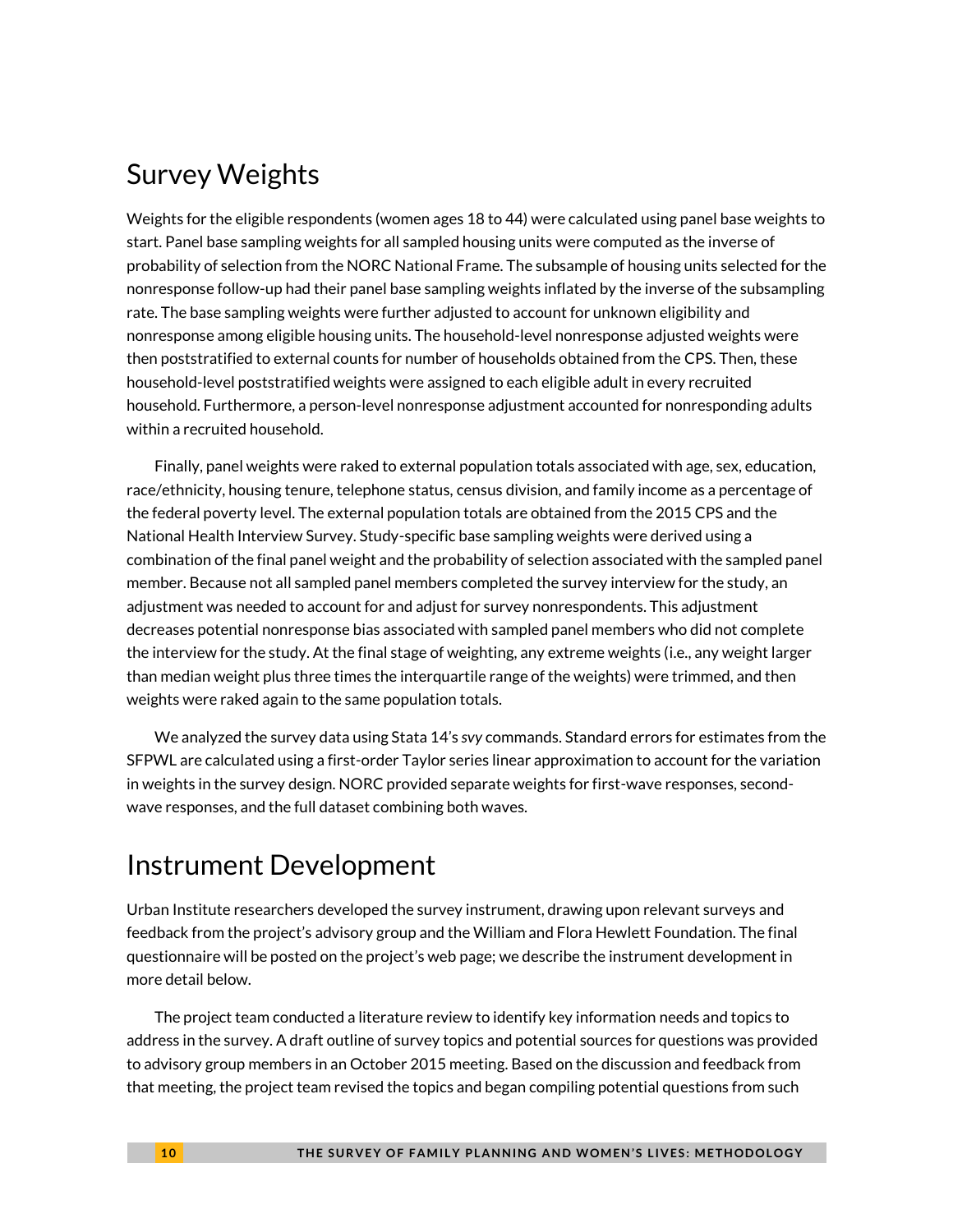## Survey Weights

Weights for the eligible respondents (women ages 18 to 44) were calculated using panel base weights to start. Panel base sampling weights for all sampled housing units were computed as the inverse of probability of selection from the NORC National Frame. The subsample of housing units selected for the nonresponse follow-up had their panel base sampling weights inflated by the inverse of the subsampling rate. The base sampling weights were further adjusted to account for unknown eligibility and nonresponse among eligible housing units. The household-level nonresponse adjusted weights were then poststratified to external counts for number of households obtained from the CPS. Then, these household-level poststratified weights were assigned to each eligible adult in every recruited household. Furthermore, a person-level nonresponse adjustment accounted for nonresponding adults within a recruited household.

Finally, panel weights were raked to external population totals associated with age, sex, education, race/ethnicity, housing tenure, telephone status, census division, and family income as a percentage of the federal poverty level. The external population totals are obtained from the 2015 CPS and the National Health Interview Survey. Study-specific base sampling weights were derived using a combination of the final panel weight and the probability of selection associated with the sampled panel member. Because not all sampled panel members completed the survey interview for the study, an adjustment was needed to account for and adjust for survey nonrespondents. This adjustment decreases potential nonresponse bias associated with sampled panel members who did not complete the interview for the study. At the final stage of weighting, any extreme weights (i.e., any weight larger than median weight plus three times the interquartile range of the weights) were trimmed, and then weights were raked again to the same population totals.

We analyzed the survey data using Stata 14's *svy* commands. Standard errors for estimates from the SFPWL are calculated using a first-order Taylor series linear approximation to account for the variation in weights in the survey design. NORC provided separate weights for first-wave responses, second-wave responses, and the full dataset combining both waves.

## Instrument Development

Urban Institute researchers developed the survey instrument, drawing upon relevant surveys and feedback from the project's advisory group and the William and Flora Hewlett Foundation. The final questionnaire will be posted on the project's web page; we describe the instrument development in more detail below.

The project team conducted a literature review to identify key information needs and topics to address in the survey. A draft outline of survey topics and potential sources for questions was provided to advisory group members in an October 2015 meeting. Based on the discussion and feedback from that meeting, the project team revised the topics and began compiling potential questions from such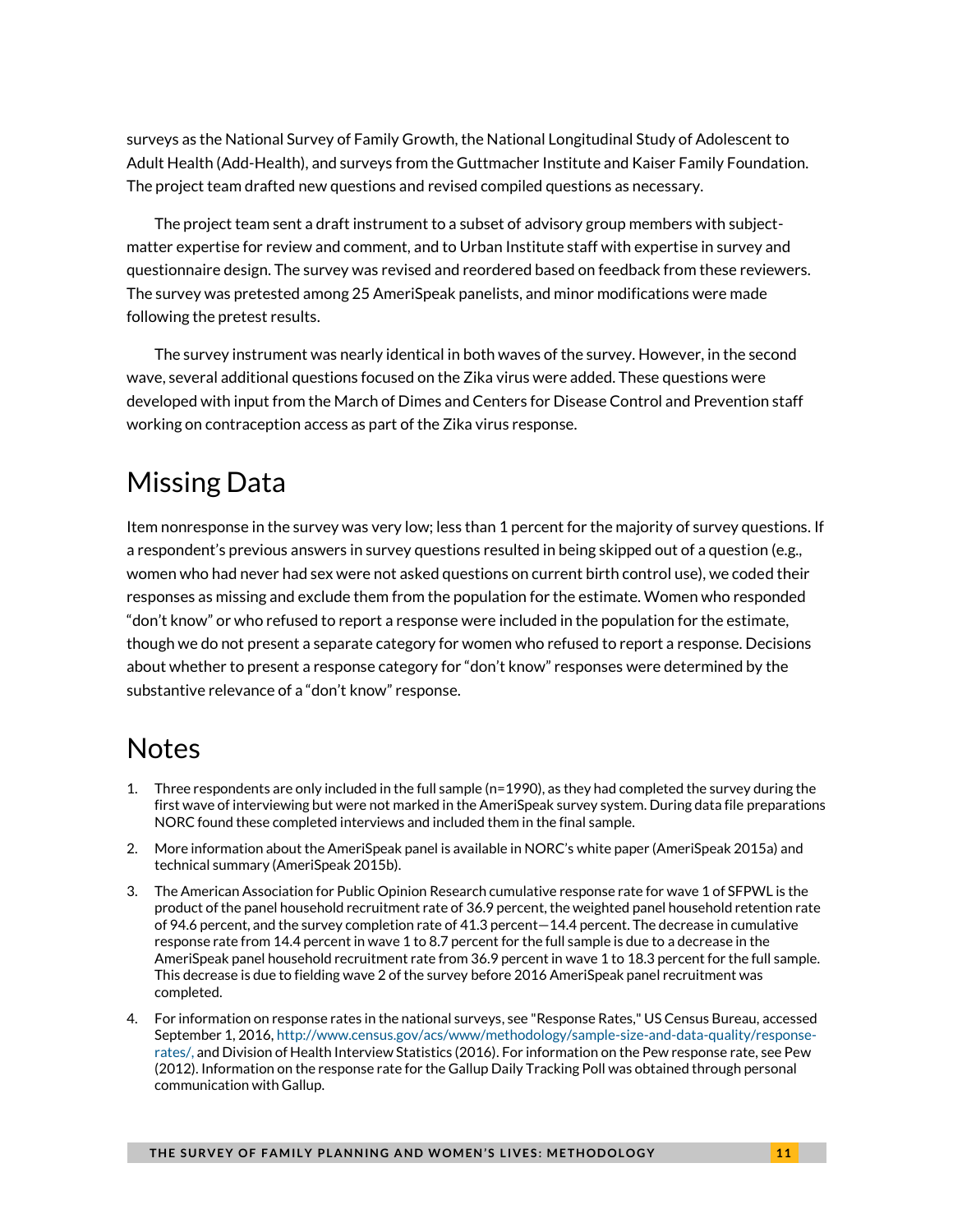surveys as the National Survey of Family Growth, the National Longitudinal Study of Adolescent to Adult Health (Add-Health), and surveys from the Guttmacher Institute and Kaiser Family Foundation. The project team drafted new questions and revised compiled questions as necessary.

The project team sent a draft instrument to a subset of advisory group members with subject-matter expertise for review and comment, and to Urban Institute staff with expertise in survey and questionnaire design. The survey was revised and reordered based on feedback from these reviewers. The survey was pretested among 25 AmeriSpeak panelists, and minor modifications were made following the pretest results.

The survey instrument was nearly identical in both waves of the survey. However, in the second wave, several additional questions focused on the Zika virus were added. These questions were developed with input from the March of Dimes and Centers for Disease Control and Prevention staff working on contraception access as part of the Zika virus response.

## Missing Data

Item nonresponse in the survey was very low; less than 1 percent for the majority of survey questions. If a respondent's previous answers in survey questions resulted in being skipped out of a question (e.g., women who had never had sex were not asked questions on current birth control use), we coded their responses as missing and exclude them from the population for the estimate. Women who responded "don't know" or who refused to report a response were included in the population for the estimate, though we do not present a separate category for women who refused to report a response. Decisions about whether to present a response category for "don't know" responses were determined by the substantive relevance of a "don't know" response.

## Notes

1. Three respondents are only included in the full sample (n=1990), as they had completed the survey during the first wave of interviewing but were not marked in the AmeriSpeak survey system. During data file preparations NORC found these completed interviews and included them in the final sample.
2. More information about the AmeriSpeak panel is available in NORC's white paper (AmeriSpeak 2015a) and technical summary (AmeriSpeak 2015b).
3. The American Association for Public Opinion Research cumulative response rate for wave 1 of SFPWL is the product of the panel household recruitment rate of 36.9 percent, the weighted panel household retention rate of 94.6 percent, and the survey completion rate of 41.3 percent—14.4 percent. The decrease in cumulative response rate from 14.4 percent in wave 1 to 8.7 percent for the full sample is due to a decrease in the AmeriSpeak panel household recruitment rate from 36.9 percent in wave 1 to 18.3 percent for the full sample. This decrease is due to fielding wave 2 of the survey before 2016 AmeriSpeak panel recruitment was completed.
4. For information on response rates in the national surveys, see "Response Rates," US Census Bureau, accessed September 1, 2016, http://www.census.gov/acs/www/methodology/sample-size-and-data-quality/response-rates/, and Division of Health Interview Statistics (2016). For information on the Pew response rate, see Pew (2012). Information on the response rate for the Gallup Daily Tracking Poll was obtained through personal communication with Gallup.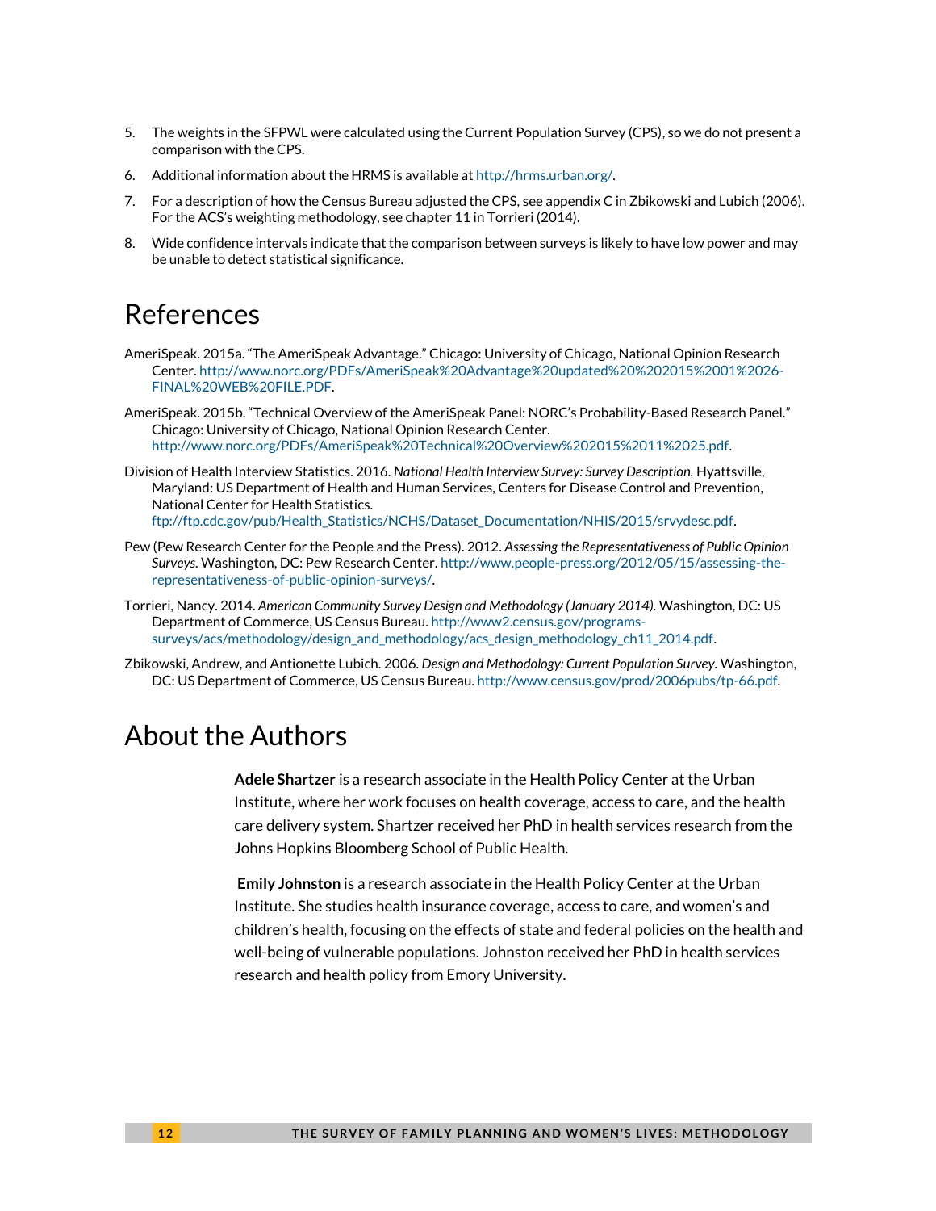5. The weights in the SFPWL were calculated using the Current Population Survey (CPS), so we do not present a comparison with the CPS.

6. Additional information about the HRMS is available at http://hrms.urban.org/.

7. For a description of how the Census Bureau adjusted the CPS, see appendix C in Zbikowski and Lubich (2006). For the ACS's weighting methodology, see chapter 11 in Torrieri (2014).

8. Wide confidence intervals indicate that the comparison between surveys is likely to have low power and may be unable to detect statistical significance.

# References

AmeriSpeak. 2015a. "The AmeriSpeak Advantage." Chicago: University of Chicago, National Opinion Research Center. http://www.norc.org/PDFs/AmeriSpeak%20Advantage%20updated%20%202015%2001%2026-FINAL%20WEB%20FILE.PDF.

AmeriSpeak. 2015b. "Technical Overview of the AmeriSpeak Panel: NORC's Probability-Based Research Panel." Chicago: University of Chicago, National Opinion Research Center. http://www.norc.org/PDFs/AmeriSpeak%20Technical%20Overview%202015%2011%2025.pdf.

Division of Health Interview Statistics. 2016. *National Health Interview Survey: Survey Description.* Hyattsville, Maryland: US Department of Health and Human Services, Centers for Disease Control and Prevention, National Center for Health Statistics. ftp://ftp.cdc.gov/pub/Health_Statistics/NCHS/Dataset_Documentation/NHIS/2015/srvydesc.pdf.

Pew (Pew Research Center for the People and the Press). 2012. *Assessing the Representativeness of Public Opinion Surveys.* Washington, DC: Pew Research Center. http://www.people-press.org/2012/05/15/assessing-the-representativeness-of-public-opinion-surveys/.

Torrieri, Nancy. 2014. *American Community Survey Design and Methodology (January 2014).* Washington, DC: US Department of Commerce, US Census Bureau. http://www2.census.gov/programs-surveys/acs/methodology/design_and_methodology/acs_design_methodology_ch11_2014.pdf.

Zbikowski, Andrew, and Antionette Lubich. 2006. *Design and Methodology: Current Population Survey.* Washington, DC: US Department of Commerce, US Census Bureau. http://www.census.gov/prod/2006pubs/tp-66.pdf.

# About the Authors

**Adele Shartzer** is a research associate in the Health Policy Center at the Urban Institute, where her work focuses on health coverage, access to care, and the health care delivery system. Shartzer received her PhD in health services research from the Johns Hopkins Bloomberg School of Public Health.

**Emily Johnston** is a research associate in the Health Policy Center at the Urban Institute. She studies health insurance coverage, access to care, and women's and children's health, focusing on the effects of state and federal policies on the health and well-being of vulnerable populations. Johnston received her PhD in health services research and health policy from Emory University.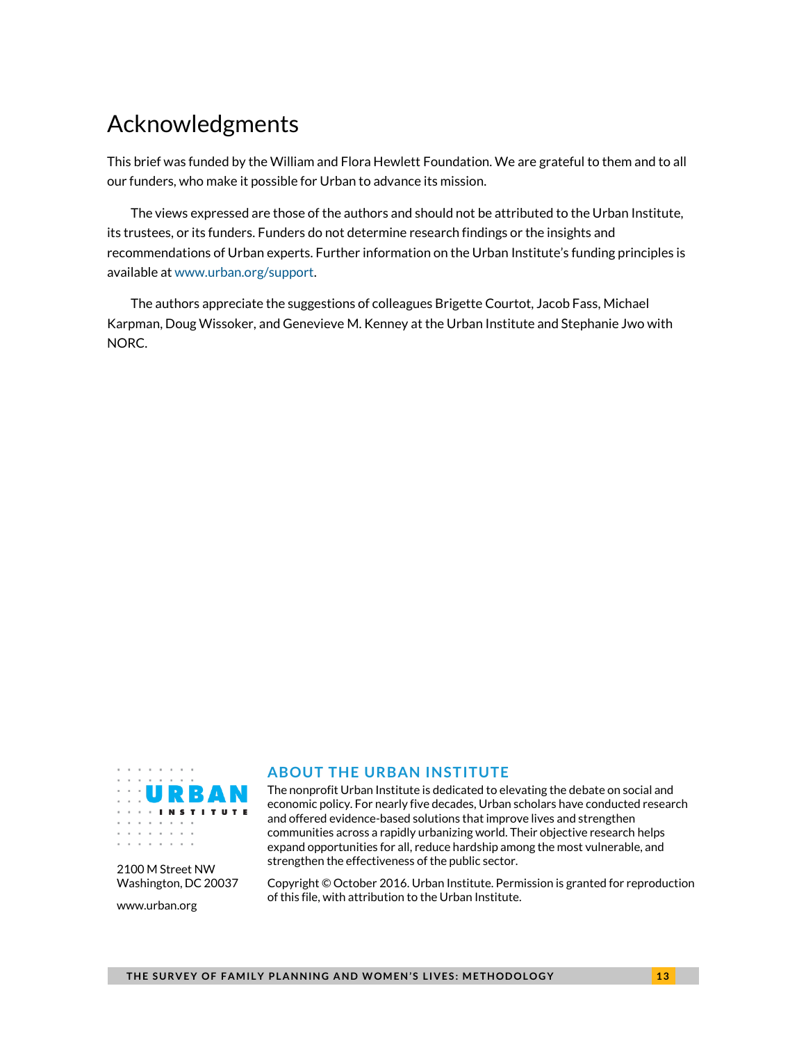# Acknowledgments

This brief was funded by the William and Flora Hewlett Foundation. We are grateful to them and to all our funders, who make it possible for Urban to advance its mission.

The views expressed are those of the authors and should not be attributed to the Urban Institute, its trustees, or its funders. Funders do not determine research findings or the insights and recommendations of Urban experts. Further information on the Urban Institute's funding principles is available at www.urban.org/support.

The authors appreciate the suggestions of colleagues Brigette Courtot, Jacob Fass, Michael Karpman, Doug Wissoker, and Genevieve M. Kenney at the Urban Institute and Stephanie Jwo with NORC.

URBAN INSTITUTE

2100 M Street NW
Washington, DC 20037

www.urban.org

## ABOUT THE URBAN INSTITUTE

The nonprofit Urban Institute is dedicated to elevating the debate on social and economic policy. For nearly five decades, Urban scholars have conducted research and offered evidence-based solutions that improve lives and strengthen communities across a rapidly urbanizing world. Their objective research helps expand opportunities for all, reduce hardship among the most vulnerable, and strengthen the effectiveness of the public sector.

Copyright © October 2016. Urban Institute. Permission is granted for reproduction of this file, with attribution to the Urban Institute.